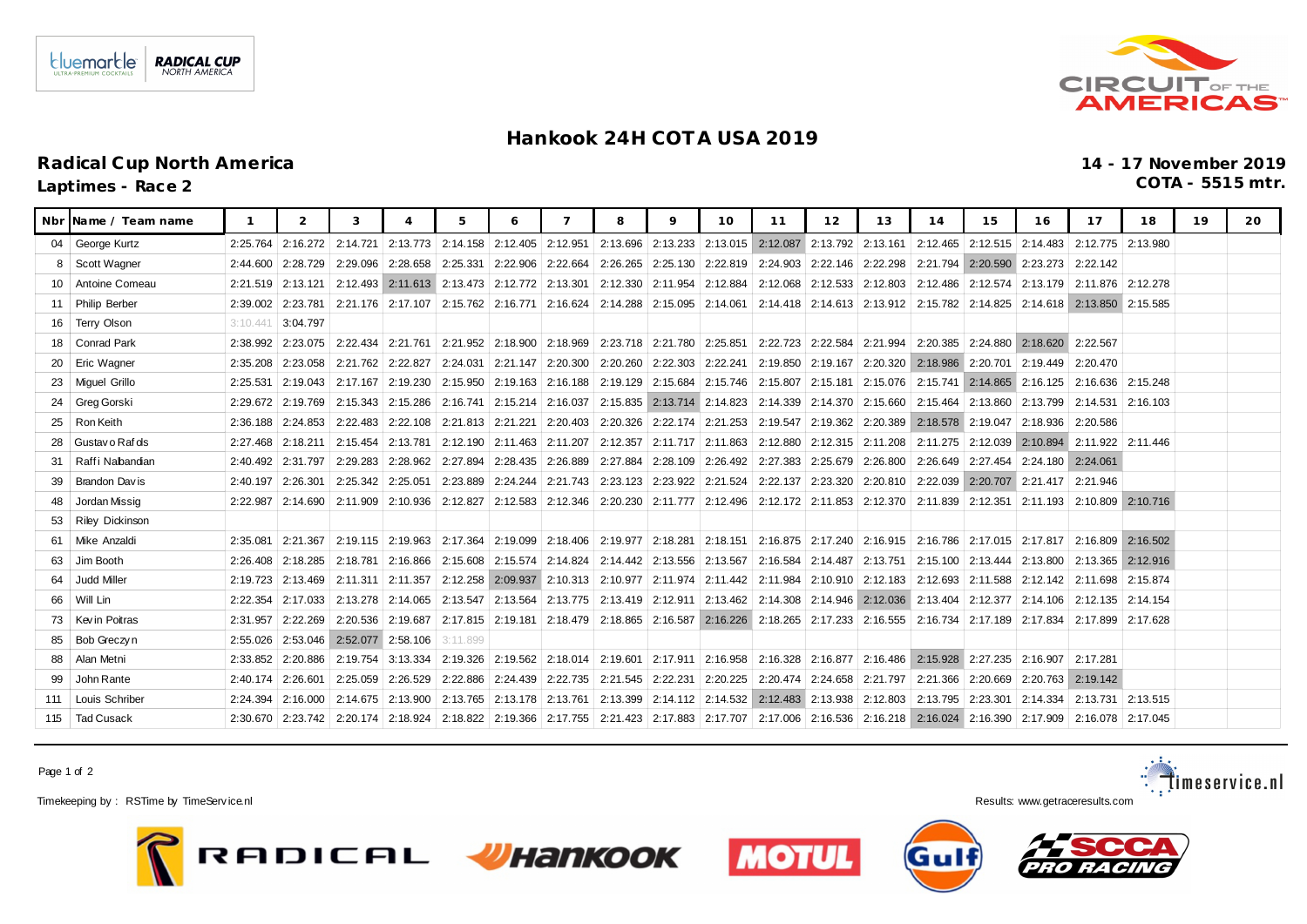# Hankook 24H COTA USA 2019

## Radical Cup North America

**14 - 17 November 2019**

### Laptimes - Race 2

**COTA - 5515 mtr.**

| Nbr | Name / Team name | 1 | 2 | 3 | 4 | 5 | 6 | 7 | 8 | 9 | 10 | 11 | 12 | 13 | 14 | 15 | 16 | 17 | 18 | 19 | 20 |
|---|---|---|---|---|---|---|---|---|---|---|---|---|---|---|---|---|---|---|---|---|---|
| 04 | George Kurtz | 2:25.764 | 2:16.272 | 2:14.721 | 2:13.773 | 2:14.158 | 2:12.405 | 2:12.951 | 2:13.696 | 2:13.233 | 2:13.015 | 2:12.087 | 2:13.792 | 2:13.161 | 2:12.465 | 2:12.515 | 2:14.483 | 2:12.775 | 2:13.980 | | |
| 8 | Scott Wagner | 2:44.600 | 2:28.729 | 2:29.096 | 2:28.658 | 2:25.331 | 2:22.906 | 2:22.664 | 2:26.265 | 2:25.130 | 2:22.819 | 2:24.903 | 2:22.146 | 2:22.298 | 2:21.794 | 2:20.590 | 2:23.273 | 2:22.142 | | | |
| 10 | Antoine Comeau | 2:21.519 | 2:13.121 | 2:12.493 | 2:11.613 | 2:13.473 | 2:12.772 | 2:13.301 | 2:12.330 | 2:11.954 | 2:12.884 | 2:12.068 | 2:12.533 | 2:12.803 | 2:12.486 | 2:12.574 | 2:13.179 | 2:11.876 | 2:12.278 | | |
| 11 | Philip Berber | 2:39.002 | 2:23.781 | 2:21.176 | 2:17.107 | 2:15.762 | 2:16.771 | 2:16.624 | 2:14.288 | 2:15.095 | 2:14.061 | 2:14.418 | 2:14.613 | 2:13.912 | 2:15.782 | 2:14.825 | 2:14.618 | 2:13.850 | 2:15.585 | | |
| 16 | Terry Olson | 3:10.441 | 3:04.797 | | | | | | | | | | | | | | | | | | |
| 18 | Conrad Park | 2:38.992 | 2:23.075 | 2:22.434 | 2:21.761 | 2:21.952 | 2:18.900 | 2:18.969 | 2:23.718 | 2:21.780 | 2:25.851 | 2:22.723 | 2:22.584 | 2:21.994 | 2:20.385 | 2:24.880 | 2:18.620 | 2:22.567 | | | |
| 20 | Eric Wagner | 2:35.208 | 2:23.058 | 2:21.762 | 2:22.827 | 2:24.031 | 2:21.147 | 2:20.300 | 2:20.260 | 2:22.303 | 2:22.241 | 2:19.850 | 2:19.167 | 2:20.320 | 2:18.986 | 2:20.701 | 2:19.449 | 2:20.470 | | | |
| 23 | Miguel Grillo | 2:25.531 | 2:19.043 | 2:17.167 | 2:19.230 | 2:15.950 | 2:19.163 | 2:16.188 | 2:19.129 | 2:15.684 | 2:15.746 | 2:15.807 | 2:15.181 | 2:15.076 | 2:15.741 | 2:14.865 | 2:16.125 | 2:16.636 | 2:15.248 | | |
| 24 | Greg Gorski | 2:29.672 | 2:19.769 | 2:15.343 | 2:15.286 | 2:16.741 | 2:15.214 | 2:16.037 | 2:15.835 | 2:13.714 | 2:14.823 | 2:14.339 | 2:14.370 | 2:15.660 | 2:15.464 | 2:13.860 | 2:13.799 | 2:14.531 | 2:16.103 | | |
| 25 | Ron Keith | 2:36.188 | 2:24.853 | 2:22.483 | 2:22.108 | 2:21.813 | 2:21.221 | 2:20.403 | 2:20.326 | 2:22.174 | 2:21.253 | 2:19.547 | 2:19.362 | 2:20.389 | 2:18.578 | 2:19.047 | 2:18.936 | 2:20.586 | | | |
| 28 | Gustavo Rafols | 2:27.468 | 2:18.211 | 2:15.454 | 2:13.781 | 2:12.190 | 2:11.463 | 2:11.207 | 2:12.357 | 2:11.717 | 2:11.863 | 2:12.880 | 2:12.315 | 2:11.208 | 2:11.275 | 2:12.039 | 2:10.894 | 2:11.922 | 2:11.446 | | |
| 31 | Raffi Nalbandian | 2:40.492 | 2:31.797 | 2:29.283 | 2:28.962 | 2:27.894 | 2:28.435 | 2:26.889 | 2:27.884 | 2:28.109 | 2:26.492 | 2:27.383 | 2:25.679 | 2:26.800 | 2:26.649 | 2:27.454 | 2:24.180 | 2:24.061 | | | |
| 39 | Brandon Davis | 2:40.197 | 2:26.301 | 2:25.342 | 2:25.051 | 2:23.889 | 2:24.244 | 2:21.743 | 2:23.123 | 2:23.922 | 2:21.524 | 2:22.137 | 2:23.320 | 2:20.810 | 2:22.039 | 2:20.707 | 2:21.417 | 2:21.946 | | | |
| 48 | Jordan Missig | 2:22.987 | 2:14.690 | 2:11.909 | 2:10.936 | 2:12.827 | 2:12.583 | 2:12.346 | 2:20.230 | 2:11.777 | 2:12.496 | 2:12.172 | 2:11.853 | 2:12.370 | 2:11.839 | 2:12.351 | 2:11.193 | 2:10.809 | 2:10.716 | | |
| 53 | Riley Dickinson | | | | | | | | | | | | | | | | | | | | |
| 61 | Mike Anzaldi | 2:35.081 | 2:21.367 | 2:19.115 | 2:19.963 | 2:17.364 | 2:19.099 | 2:18.406 | 2:19.977 | 2:18.281 | 2:18.151 | 2:16.875 | 2:17.240 | 2:16.915 | 2:16.786 | 2:17.015 | 2:17.817 | 2:16.809 | 2:16.502 | | |
| 63 | Jim Booth | 2:26.408 | 2:18.285 | 2:18.781 | 2:16.866 | 2:15.608 | 2:15.574 | 2:14.824 | 2:14.442 | 2:13.556 | 2:13.567 | 2:16.584 | 2:14.487 | 2:13.751 | 2:15.100 | 2:13.444 | 2:13.800 | 2:13.365 | 2:12.916 | | |
| 64 | Judd Miller | 2:19.723 | 2:13.469 | 2:11.311 | 2:11.357 | 2:12.258 | 2:09.937 | 2:10.313 | 2:10.977 | 2:11.974 | 2:11.442 | 2:11.984 | 2:10.910 | 2:12.183 | 2:12.693 | 2:11.588 | 2:12.142 | 2:11.698 | 2:15.874 | | |
| 66 | Will Lin | 2:22.354 | 2:17.033 | 2:13.278 | 2:14.065 | 2:13.547 | 2:13.564 | 2:13.775 | 2:13.419 | 2:12.911 | 2:13.462 | 2:14.308 | 2:14.946 | 2:12.036 | 2:13.404 | 2:12.377 | 2:14.106 | 2:12.135 | 2:14.154 | | |
| 73 | Kevin Poitras | 2:31.957 | 2:22.269 | 2:20.536 | 2:19.687 | 2:17.815 | 2:19.181 | 2:18.479 | 2:18.865 | 2:16.587 | 2:16.226 | 2:18.265 | 2:17.233 | 2:16.555 | 2:16.734 | 2:17.189 | 2:17.834 | 2:17.899 | 2:17.628 | | |
| 85 | Bob Greczyn | 2:55.026 | 2:53.046 | 2:52.077 | 2:58.106 | 3:11.899 | | | | | | | | | | | | | | | |
| 88 | Alan Metni | 2:33.852 | 2:20.886 | 2:19.754 | 3:13.334 | 2:19.326 | 2:19.562 | 2:18.014 | 2:19.601 | 2:17.911 | 2:16.958 | 2:16.328 | 2:16.877 | 2:16.486 | 2:15.928 | 2:27.235 | 2:16.907 | 2:17.281 | | | |
| 99 | John Rante | 2:40.174 | 2:26.601 | 2:25.059 | 2:26.529 | 2:22.886 | 2:24.439 | 2:22.735 | 2:21.545 | 2:22.231 | 2:20.225 | 2:20.474 | 2:24.658 | 2:21.797 | 2:21.366 | 2:20.669 | 2:20.763 | 2:19.142 | | | |
| 111 | Louis Schriber | 2:24.394 | 2:16.000 | 2:14.675 | 2:13.900 | 2:13.765 | 2:13.178 | 2:13.761 | 2:13.399 | 2:14.112 | 2:14.532 | 2:12.483 | 2:13.938 | 2:12.803 | 2:13.795 | 2:23.301 | 2:14.334 | 2:13.731 | 2:13.515 | | |
| 115 | Tad Cusack | 2:30.670 | 2:23.742 | 2:20.174 | 2:18.924 | 2:18.822 | 2:19.366 | 2:17.755 | 2:21.423 | 2:17.883 | 2:17.707 | 2:17.006 | 2:16.536 | 2:16.218 | 2:16.024 | 2:16.390 | 2:17.909 | 2:16.078 | 2:17.045 | | |

Timekeeping by : RSTime by TimeService.nl

Results: www.getraceresults.com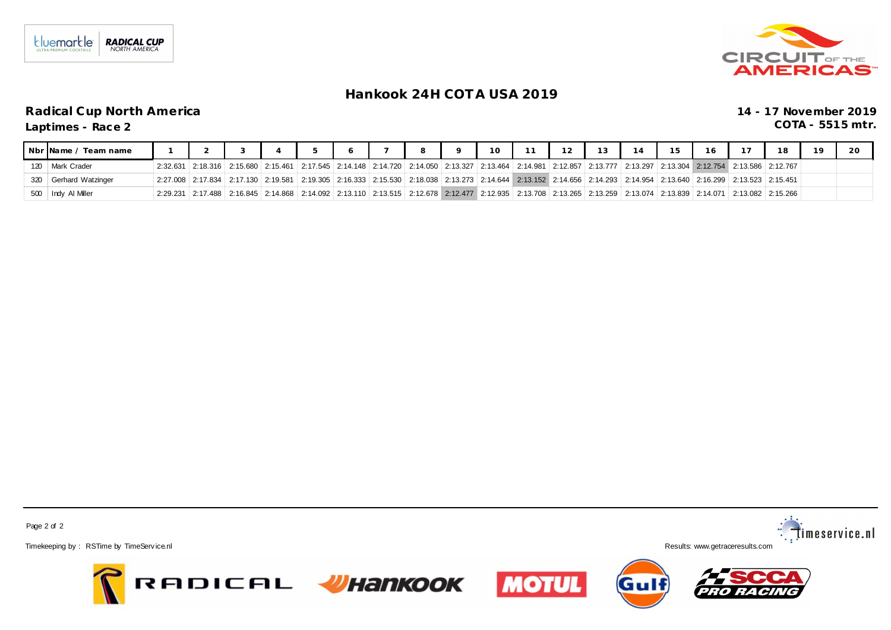# Hankook 24H COTA USA 2019

## Radical Cup North America

**14 - 17 November 2019**

**Laptimes - Race 2**

**COTA - 5515 mtr.**

| Nbr | Name / Team name | 1 | 2 | 3 | 4 | 5 | 6 | 7 | 8 | 9 | 10 | 11 | 12 | 13 | 14 | 15 | 16 | 17 | 18 | 19 | 20 |
|---|---|---|---|---|---|---|---|---|---|---|---|---|---|---|---|---|---|---|---|---|---|
| 120 | Mark Crader | 2:32.631 | 2:18.316 | 2:15.680 | 2:15.461 | 2:17.545 | 2:14.148 | 2:14.720 | 2:14.050 | 2:13.327 | 2:13.464 | 2:14.981 | 2:12.857 | 2:13.777 | 2:13.297 | 2:13.304 | 2:12.754 | 2:13.586 | 2:12.767 | | |
| 320 | Gerhard Watzinger | 2:27.008 | 2:17.834 | 2:17.130 | 2:19.581 | 2:19.305 | 2:16.333 | 2:15.530 | 2:18.038 | 2:13.273 | 2:14.644 | 2:13.152 | 2:14.656 | 2:14.293 | 2:14.954 | 2:13.640 | 2:16.299 | 2:13.523 | 2:15.451 | | |
| 500 | Indy Al Miller | 2:29.231 | 2:17.488 | 2:16.845 | 2:14.868 | 2:14.092 | 2:13.110 | 2:13.515 | 2:12.678 | 2:12.477 | 2:12.935 | 2:13.708 | 2:13.265 | 2:13.259 | 2:13.074 | 2:13.839 | 2:14.071 | 2:13.082 | 2:15.266 | | |

Timekeeping by : RSTime by TimeService.nl

Results: www.getraceresults.com